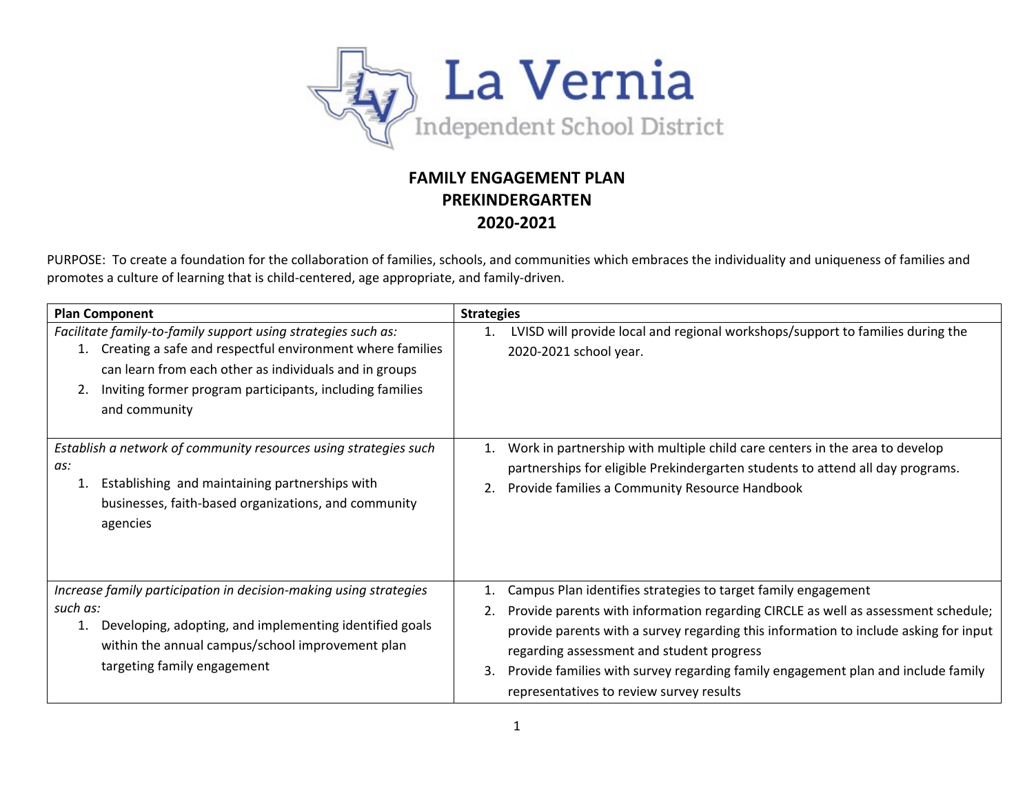# La Vernia Independent School District

## FAMILY ENGAGEMENT PLAN
## PREKINDERGARTEN
## 2020-2021

PURPOSE: To create a foundation for the collaboration of families, schools, and communities which embraces the individuality and uniqueness of families and promotes a culture of learning that is child-centered, age appropriate, and family-driven.

| Plan Component | Strategies |
|---|---|
| *Facilitate family-to-family support using strategies such as:*<br>1. Creating a safe and respectful environment where families can learn from each other as individuals and in groups<br>2. Inviting former program participants, including families and community | 1. LVISD will provide local and regional workshops/support to families during the 2020-2021 school year. |
| *Establish a network of community resources using strategies such as:*<br>1. Establishing and maintaining partnerships with businesses, faith-based organizations, and community agencies | 1. Work in partnership with multiple child care centers in the area to develop partnerships for eligible Prekindergarten students to attend all day programs.<br>2. Provide families a Community Resource Handbook |
| *Increase family participation in decision-making using strategies such as:*<br>1. Developing, adopting, and implementing identified goals within the annual campus/school improvement plan targeting family engagement | 1. Campus Plan identifies strategies to target family engagement<br>2. Provide parents with information regarding CIRCLE as well as assessment schedule; provide parents with a survey regarding this information to include asking for input regarding assessment and student progress<br>3. Provide families with survey regarding family engagement plan and include family representatives to review survey results |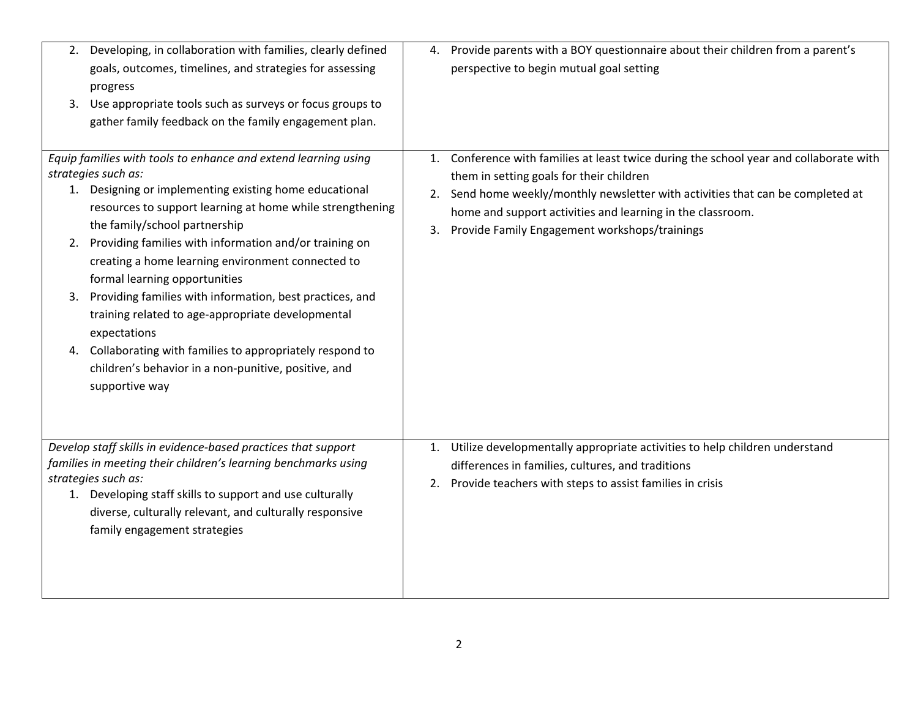| | |
|---|---|
| 2. Developing, in collaboration with families, clearly defined goals, outcomes, timelines, and strategies for assessing progress<br>3. Use appropriate tools such as surveys or focus groups to gather family feedback on the family engagement plan. | 4. Provide parents with a BOY questionnaire about their children from a parent's perspective to begin mutual goal setting |
| *Equip families with tools to enhance and extend learning using strategies such as:*<br>1. Designing or implementing existing home educational resources to support learning at home while strengthening the family/school partnership<br>2. Providing families with information and/or training on creating a home learning environment connected to formal learning opportunities<br>3. Providing families with information, best practices, and training related to age-appropriate developmental expectations<br>4. Collaborating with families to appropriately respond to children's behavior in a non-punitive, positive, and supportive way | 1. Conference with families at least twice during the school year and collaborate with them in setting goals for their children<br>2. Send home weekly/monthly newsletter with activities that can be completed at home and support activities and learning in the classroom.<br>3. Provide Family Engagement workshops/trainings |
| *Develop staff skills in evidence-based practices that support families in meeting their children's learning benchmarks using strategies such as:*<br>1. Developing staff skills to support and use culturally diverse, culturally relevant, and culturally responsive family engagement strategies | 1. Utilize developmentally appropriate activities to help children understand differences in families, cultures, and traditions<br>2. Provide teachers with steps to assist families in crisis |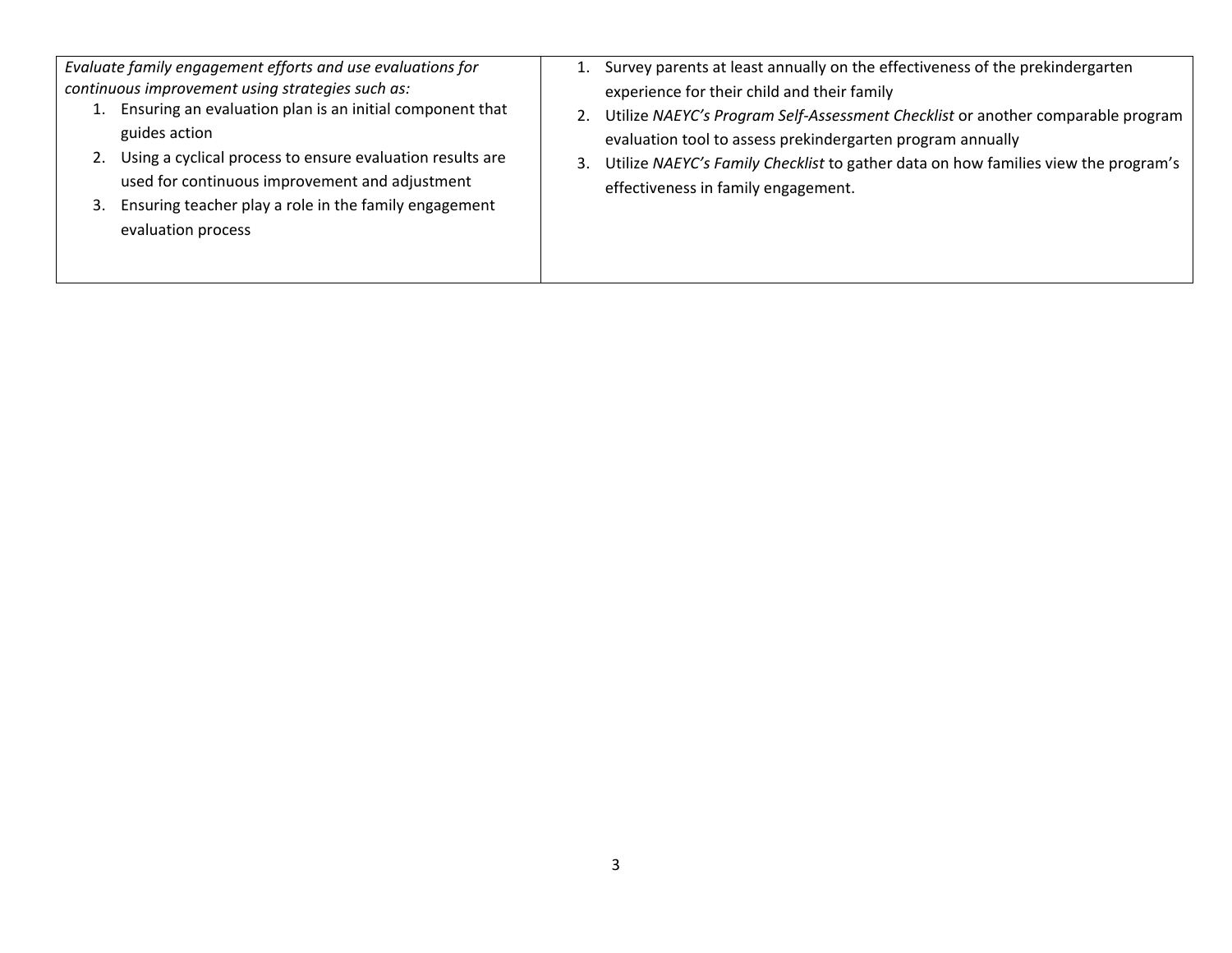| | |
|---|---|
| *Evaluate family engagement efforts and use evaluations for continuous improvement using strategies such as:*<br>1. Ensuring an evaluation plan is an initial component that guides action<br>2. Using a cyclical process to ensure evaluation results are used for continuous improvement and adjustment<br>3. Ensuring teacher play a role in the family engagement evaluation process | 1. Survey parents at least annually on the effectiveness of the prekindergarten experience for their child and their family<br>2. Utilize *NAEYC's Program Self-Assessment Checklist* or another comparable program evaluation tool to assess prekindergarten program annually<br>3. Utilize *NAEYC's Family Checklist* to gather data on how families view the program's effectiveness in family engagement. |